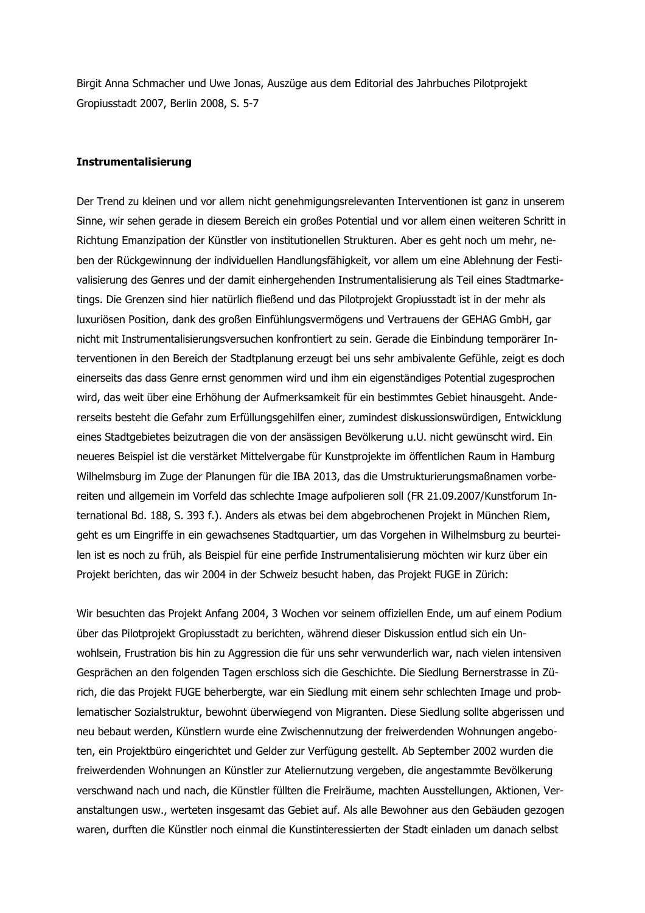Birgit Anna Schmacher und Uwe Jonas, Auszüge aus dem Editorial des Jahrbuches Pilotprojekt Gropiusstadt 2007, Berlin 2008, S. 5-7

**Instrumentalisierung**

Der Trend zu kleinen und vor allem nicht genehmigungsrelevanten Interventionen ist ganz in unserem Sinne, wir sehen gerade in diesem Bereich ein großes Potential und vor allem einen weiteren Schritt in Richtung Emanzipation der Künstler von institutionellen Strukturen. Aber es geht noch um mehr, neben der Rückgewinnung der individuellen Handlungsfähigkeit, vor allem um eine Ablehnung der Festivalisierung des Genres und der damit einhergehenden Instrumentalisierung als Teil eines Stadtmarketings. Die Grenzen sind hier natürlich fließend und das Pilotprojekt Gropiusstadt ist in der mehr als luxuriösen Position, dank des großen Einfühlungsvermögens und Vertrauens der GEHAG GmbH, gar nicht mit Instrumentalisierungsversuchen konfrontiert zu sein. Gerade die Einbindung temporärer Interventionen in den Bereich der Stadtplanung erzeugt bei uns sehr ambivalente Gefühle, zeigt es doch einerseits das dass Genre ernst genommen wird und ihm ein eigenständiges Potential zugesprochen wird, das weit über eine Erhöhung der Aufmerksamkeit für ein bestimmtes Gebiet hinausgeht. Andererseits besteht die Gefahr zum Erfüllungsgehilfen einer, zumindest diskussionswürdigen, Entwicklung eines Stadtgebietes beizutragen die von der ansässigen Bevölkerung u.U. nicht gewünscht wird. Ein neueres Beispiel ist die verstärket Mittelvergabe für Kunstprojekte im öffentlichen Raum in Hamburg Wilhelmsburg im Zuge der Planungen für die IBA 2013, das die Umstrukturierungsmaßnamen vorbereiten und allgemein im Vorfeld das schlechte Image aufpolieren soll (FR 21.09.2007/Kunstforum International Bd. 188, S. 393 f.). Anders als etwas bei dem abgebrochenen Projekt in München Riem, geht es um Eingriffe in ein gewachsenes Stadtquartier, um das Vorgehen in Wilhelmsburg zu beurteilen ist es noch zu früh, als Beispiel für eine perfide Instrumentalisierung möchten wir kurz über ein Projekt berichten, das wir 2004 in der Schweiz besucht haben, das Projekt FUGE in Zürich:

Wir besuchten das Projekt Anfang 2004, 3 Wochen vor seinem offiziellen Ende, um auf einem Podium über das Pilotprojekt Gropiusstadt zu berichten, während dieser Diskussion entlud sich ein Unwohlsein, Frustration bis hin zu Aggression die für uns sehr verwunderlich war, nach vielen intensiven Gesprächen an den folgenden Tagen erschloss sich die Geschichte. Die Siedlung Bernerstrasse in Zürich, die das Projekt FUGE beherbergte, war ein Siedlung mit einem sehr schlechten Image und problematischer Sozialstruktur, bewohnt überwiegend von Migranten. Diese Siedlung sollte abgerissen und neu bebaut werden, Künstlern wurde eine Zwischennutzung der freiwerdenden Wohnungen angeboten, ein Projektbüro eingerichtet und Gelder zur Verfügung gestellt. Ab September 2002 wurden die freiwerdenden Wohnungen an Künstler zur Ateliernutzung vergeben, die angestammte Bevölkerung verschwand nach und nach, die Künstler füllten die Freiräume, machten Ausstellungen, Aktionen, Veranstaltungen usw., werteten insgesamt das Gebiet auf. Als alle Bewohner aus den Gebäuden gezogen waren, durften die Künstler noch einmal die Kunstinteressierten der Stadt einladen um danach selbst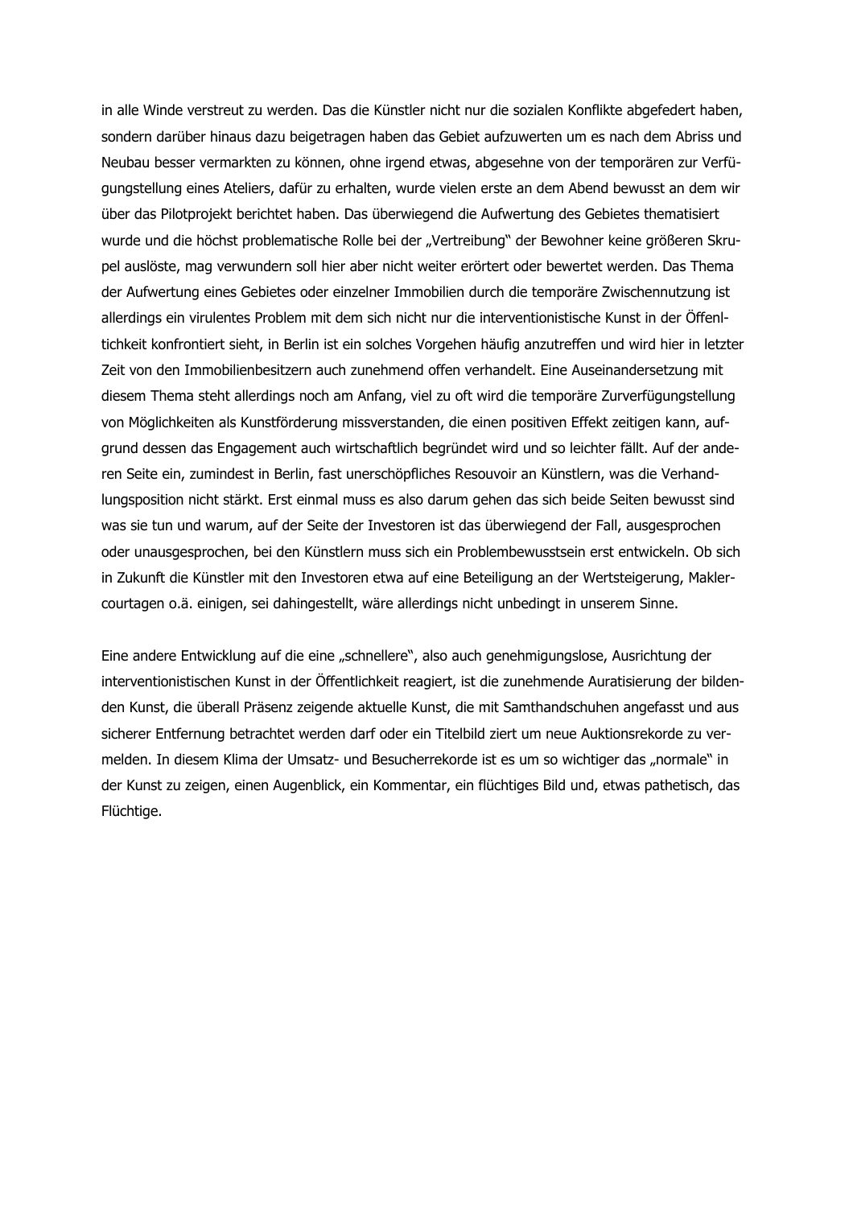in alle Winde verstreut zu werden. Das die Künstler nicht nur die sozialen Konflikte abgefedert haben, sondern darüber hinaus dazu beigetragen haben das Gebiet aufzuwerten um es nach dem Abriss und Neubau besser vermarkten zu können, ohne irgend etwas, abgesehne von der temporären zur Verfügungstellung eines Ateliers, dafür zu erhalten, wurde vielen erste an dem Abend bewusst an dem wir über das Pilotprojekt berichtet haben. Das überwiegend die Aufwertung des Gebietes thematisiert wurde und die höchst problematische Rolle bei der „Vertreibung" der Bewohner keine größeren Skrupel auslöste, mag verwundern soll hier aber nicht weiter erörtert oder bewertet werden. Das Thema der Aufwertung eines Gebietes oder einzelner Immobilien durch die temporäre Zwischennutzung ist allerdings ein virulentes Problem mit dem sich nicht nur die interventionistische Kunst in der Öffentlichkeit konfrontiert sieht, in Berlin ist ein solches Vorgehen häufig anzutreffen und wird hier in letzter Zeit von den Immobilienbesitzern auch zunehmend offen verhandelt. Eine Auseinandersetzung mit diesem Thema steht allerdings noch am Anfang, viel zu oft wird die temporäre Zurverfügungstellung von Möglichkeiten als Kunstförderung missverstanden, die einen positiven Effekt zeitigen kann, aufgrund dessen das Engagement auch wirtschaftlich begründet wird und so leichter fällt. Auf der anderen Seite ein, zumindest in Berlin, fast unerschöpfliches Resouvoir an Künstlern, was die Verhandlungsposition nicht stärkt. Erst einmal muss es also darum gehen das sich beide Seiten bewusst sind was sie tun und warum, auf der Seite der Investoren ist das überwiegend der Fall, ausgesprochen oder unausgesprochen, bei den Künstlern muss sich ein Problembewusstsein erst entwickeln. Ob sich in Zukunft die Künstler mit den Investoren etwa auf eine Beteiligung an der Wertsteigerung, Maklercourtagen o.ä. einigen, sei dahingestellt, wäre allerdings nicht unbedingt in unserem Sinne.

Eine andere Entwicklung auf die eine „schnellere", also auch genehmigungslose, Ausrichtung der interventionistischen Kunst in der Öffentlichkeit reagiert, ist die zunehmende Auratisierung der bildenden Kunst, die überall Präsenz zeigende aktuelle Kunst, die mit Samthandschuhen angefasst und aus sicherer Entfernung betrachtet werden darf oder ein Titelbild ziert um neue Auktionsrekorde zu vermelden. In diesem Klima der Umsatz- und Besucherrekorde ist es um so wichtiger das „normale" in der Kunst zu zeigen, einen Augenblick, ein Kommentar, ein flüchtiges Bild und, etwas pathetisch, das Flüchtige.